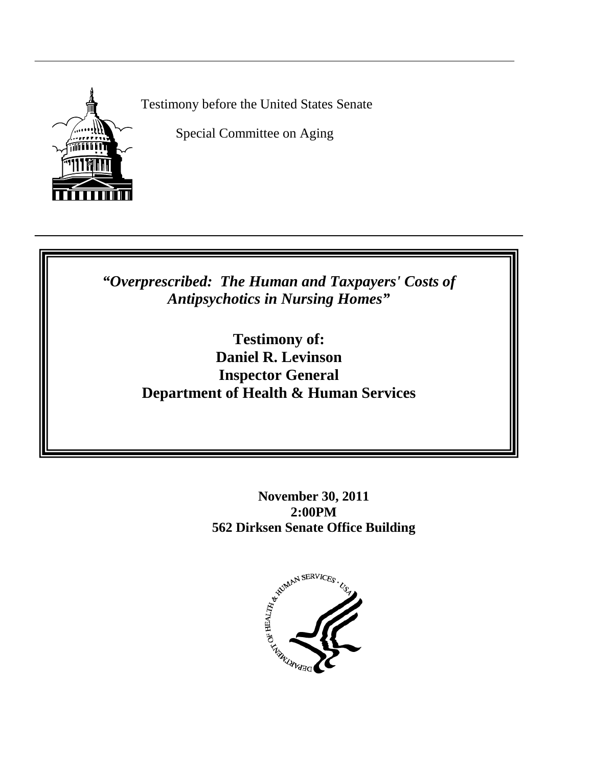Testimony before the United States Senate

Special Committee on Aging

***"Overprescribed: The Human and Taxpayers' Costs of Antipsychotics in Nursing Homes"***

**Testimony of:**
**Daniel R. Levinson**
**Inspector General**
**Department of Health & Human Services**

**November 30, 2011**
**2:00PM**
**562 Dirksen Senate Office Building**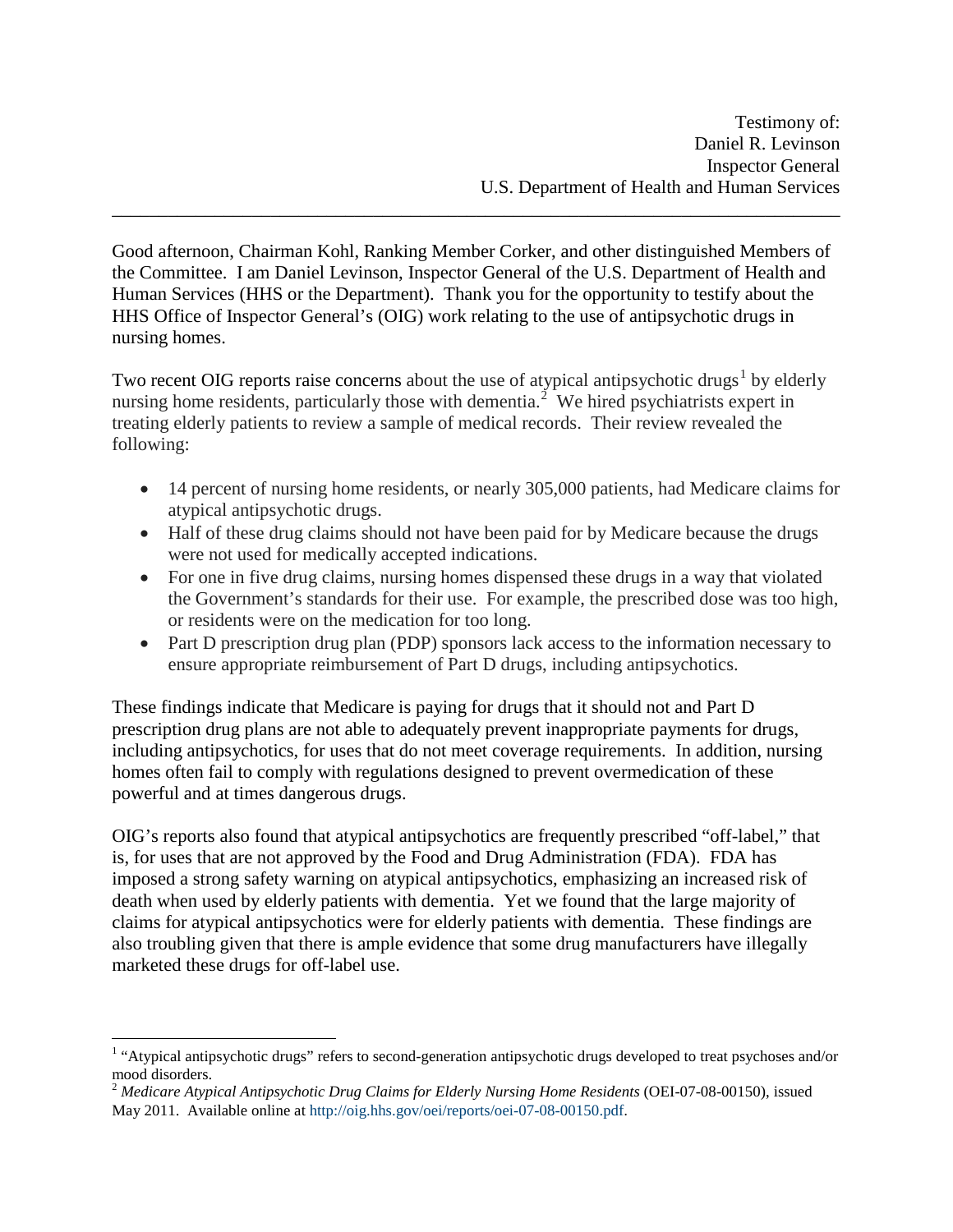Testimony of:
Daniel R. Levinson
Inspector General
U.S. Department of Health and Human Services

---

Good afternoon, Chairman Kohl, Ranking Member Corker, and other distinguished Members of the Committee. I am Daniel Levinson, Inspector General of the U.S. Department of Health and Human Services (HHS or the Department). Thank you for the opportunity to testify about the HHS Office of Inspector General's (OIG) work relating to the use of antipsychotic drugs in nursing homes.

Two recent OIG reports raise concerns about the use of atypical antipsychotic drugs[1] by elderly nursing home residents, particularly those with dementia.[2] We hired psychiatrists expert in treating elderly patients to review a sample of medical records. Their review revealed the following:

- 14 percent of nursing home residents, or nearly 305,000 patients, had Medicare claims for atypical antipsychotic drugs.
- Half of these drug claims should not have been paid for by Medicare because the drugs were not used for medically accepted indications.
- For one in five drug claims, nursing homes dispensed these drugs in a way that violated the Government's standards for their use. For example, the prescribed dose was too high, or residents were on the medication for too long.
- Part D prescription drug plan (PDP) sponsors lack access to the information necessary to ensure appropriate reimbursement of Part D drugs, including antipsychotics.

These findings indicate that Medicare is paying for drugs that it should not and Part D prescription drug plans are not able to adequately prevent inappropriate payments for drugs, including antipsychotics, for uses that do not meet coverage requirements. In addition, nursing homes often fail to comply with regulations designed to prevent overmedication of these powerful and at times dangerous drugs.

OIG's reports also found that atypical antipsychotics are frequently prescribed "off-label," that is, for uses that are not approved by the Food and Drug Administration (FDA). FDA has imposed a strong safety warning on atypical antipsychotics, emphasizing an increased risk of death when used by elderly patients with dementia. Yet we found that the large majority of claims for atypical antipsychotics were for elderly patients with dementia. These findings are also troubling given that there is ample evidence that some drug manufacturers have illegally marketed these drugs for off-label use.

---

[1] "Atypical antipsychotic drugs" refers to second-generation antipsychotic drugs developed to treat psychoses and/or mood disorders.

[2] *Medicare Atypical Antipsychotic Drug Claims for Elderly Nursing Home Residents* (OEI-07-08-00150), issued May 2011. Available online at http://oig.hhs.gov/oei/reports/oei-07-08-00150.pdf.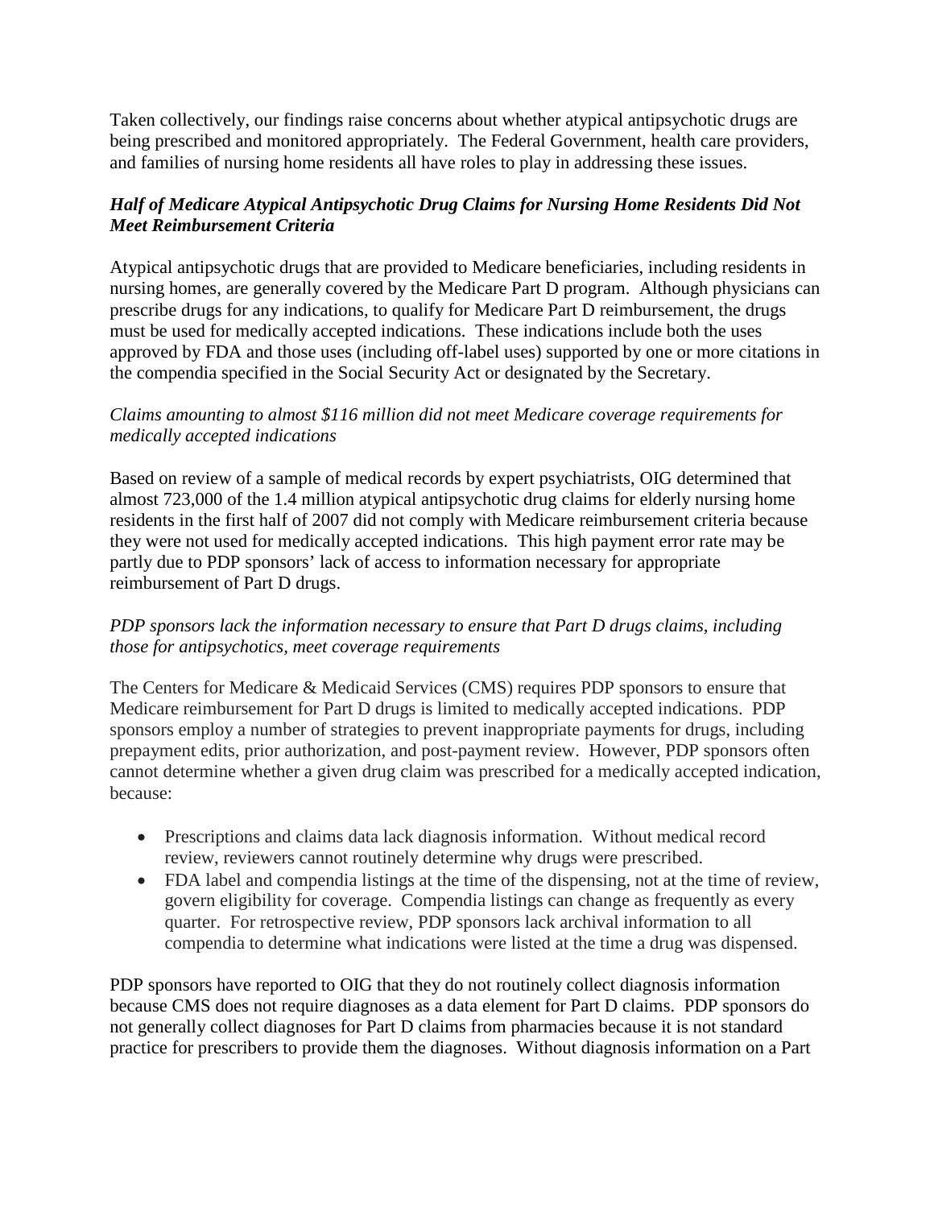Taken collectively, our findings raise concerns about whether atypical antipsychotic drugs are being prescribed and monitored appropriately. The Federal Government, health care providers, and families of nursing home residents all have roles to play in addressing these issues.

### *Half of Medicare Atypical Antipsychotic Drug Claims for Nursing Home Residents Did Not Meet Reimbursement Criteria*

Atypical antipsychotic drugs that are provided to Medicare beneficiaries, including residents in nursing homes, are generally covered by the Medicare Part D program. Although physicians can prescribe drugs for any indications, to qualify for Medicare Part D reimbursement, the drugs must be used for medically accepted indications. These indications include both the uses approved by FDA and those uses (including off-label uses) supported by one or more citations in the compendia specified in the Social Security Act or designated by the Secretary.

#### *Claims amounting to almost $116 million did not meet Medicare coverage requirements for medically accepted indications*

Based on review of a sample of medical records by expert psychiatrists, OIG determined that almost 723,000 of the 1.4 million atypical antipsychotic drug claims for elderly nursing home residents in the first half of 2007 did not comply with Medicare reimbursement criteria because they were not used for medically accepted indications. This high payment error rate may be partly due to PDP sponsors' lack of access to information necessary for appropriate reimbursement of Part D drugs.

#### *PDP sponsors lack the information necessary to ensure that Part D drugs claims, including those for antipsychotics, meet coverage requirements*

The Centers for Medicare & Medicaid Services (CMS) requires PDP sponsors to ensure that Medicare reimbursement for Part D drugs is limited to medically accepted indications. PDP sponsors employ a number of strategies to prevent inappropriate payments for drugs, including prepayment edits, prior authorization, and post-payment review. However, PDP sponsors often cannot determine whether a given drug claim was prescribed for a medically accepted indication, because:

- Prescriptions and claims data lack diagnosis information. Without medical record review, reviewers cannot routinely determine why drugs were prescribed.
- FDA label and compendia listings at the time of the dispensing, not at the time of review, govern eligibility for coverage. Compendia listings can change as frequently as every quarter. For retrospective review, PDP sponsors lack archival information to all compendia to determine what indications were listed at the time a drug was dispensed.

PDP sponsors have reported to OIG that they do not routinely collect diagnosis information because CMS does not require diagnoses as a data element for Part D claims. PDP sponsors do not generally collect diagnoses for Part D claims from pharmacies because it is not standard practice for prescribers to provide them the diagnoses. Without diagnosis information on a Part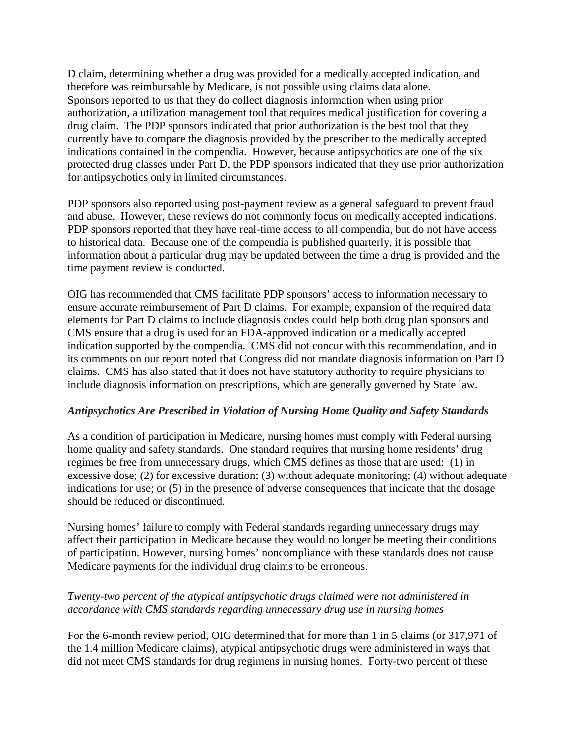D claim, determining whether a drug was provided for a medically accepted indication, and therefore was reimbursable by Medicare, is not possible using claims data alone. Sponsors reported to us that they do collect diagnosis information when using prior authorization, a utilization management tool that requires medical justification for covering a drug claim. The PDP sponsors indicated that prior authorization is the best tool that they currently have to compare the diagnosis provided by the prescriber to the medically accepted indications contained in the compendia. However, because antipsychotics are one of the six protected drug classes under Part D, the PDP sponsors indicated that they use prior authorization for antipsychotics only in limited circumstances.

PDP sponsors also reported using post-payment review as a general safeguard to prevent fraud and abuse. However, these reviews do not commonly focus on medically accepted indications. PDP sponsors reported that they have real-time access to all compendia, but do not have access to historical data. Because one of the compendia is published quarterly, it is possible that information about a particular drug may be updated between the time a drug is provided and the time payment review is conducted.

OIG has recommended that CMS facilitate PDP sponsors' access to information necessary to ensure accurate reimbursement of Part D claims. For example, expansion of the required data elements for Part D claims to include diagnosis codes could help both drug plan sponsors and CMS ensure that a drug is used for an FDA-approved indication or a medically accepted indication supported by the compendia. CMS did not concur with this recommendation, and in its comments on our report noted that Congress did not mandate diagnosis information on Part D claims. CMS has also stated that it does not have statutory authority to require physicians to include diagnosis information on prescriptions, which are generally governed by State law.

### *Antipsychotics Are Prescribed in Violation of Nursing Home Quality and Safety Standards*

As a condition of participation in Medicare, nursing homes must comply with Federal nursing home quality and safety standards. One standard requires that nursing home residents' drug regimes be free from unnecessary drugs, which CMS defines as those that are used: (1) in excessive dose; (2) for excessive duration; (3) without adequate monitoring; (4) without adequate indications for use; or (5) in the presence of adverse consequences that indicate that the dosage should be reduced or discontinued.

Nursing homes' failure to comply with Federal standards regarding unnecessary drugs may affect their participation in Medicare because they would no longer be meeting their conditions of participation. However, nursing homes' noncompliance with these standards does not cause Medicare payments for the individual drug claims to be erroneous.

*Twenty-two percent of the atypical antipsychotic drugs claimed were not administered in accordance with CMS standards regarding unnecessary drug use in nursing homes*

For the 6-month review period, OIG determined that for more than 1 in 5 claims (or 317,971 of the 1.4 million Medicare claims), atypical antipsychotic drugs were administered in ways that did not meet CMS standards for drug regimens in nursing homes. Forty-two percent of these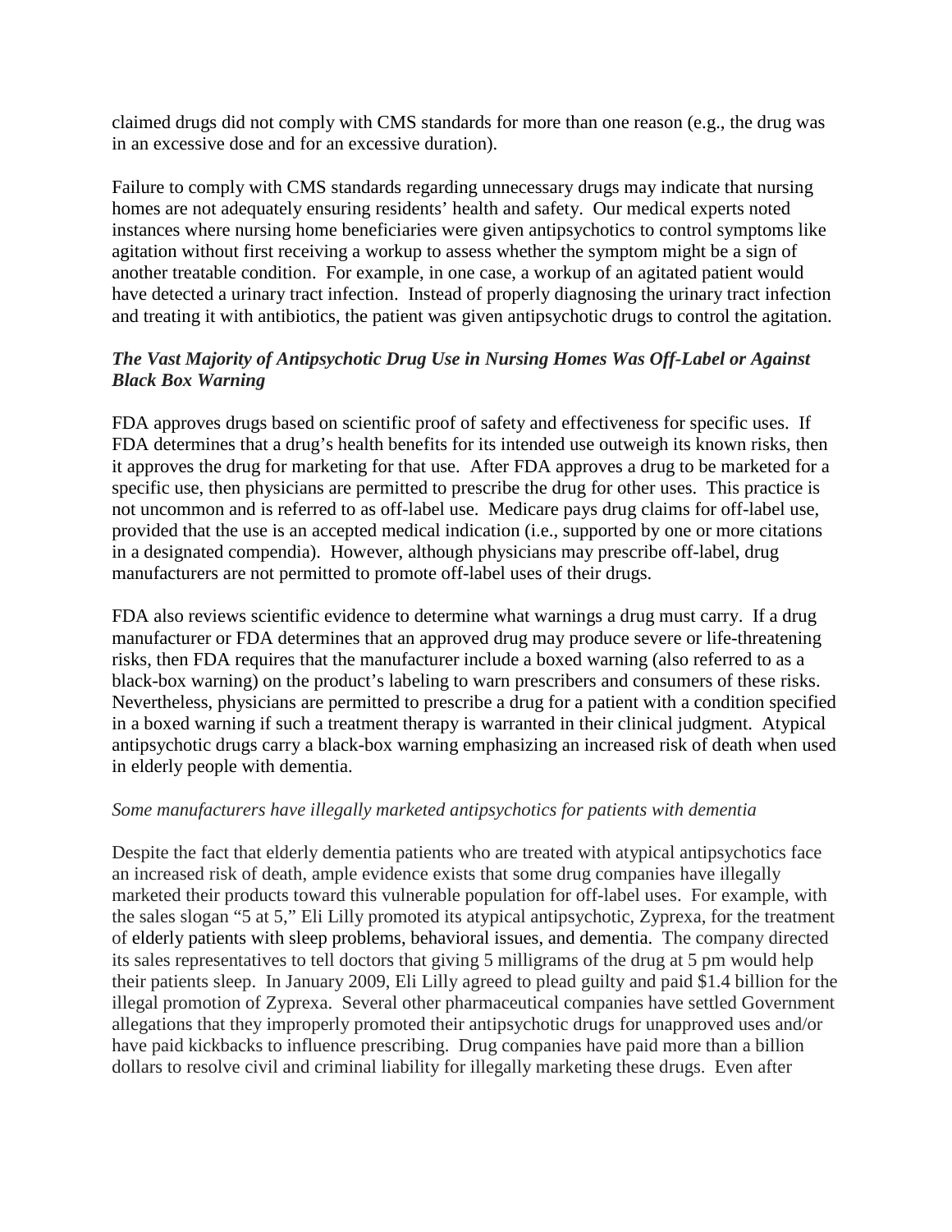claimed drugs did not comply with CMS standards for more than one reason (e.g., the drug was in an excessive dose and for an excessive duration).

Failure to comply with CMS standards regarding unnecessary drugs may indicate that nursing homes are not adequately ensuring residents' health and safety. Our medical experts noted instances where nursing home beneficiaries were given antipsychotics to control symptoms like agitation without first receiving a workup to assess whether the symptom might be a sign of another treatable condition. For example, in one case, a workup of an agitated patient would have detected a urinary tract infection. Instead of properly diagnosing the urinary tract infection and treating it with antibiotics, the patient was given antipsychotic drugs to control the agitation.

### *The Vast Majority of Antipsychotic Drug Use in Nursing Homes Was Off-Label or Against Black Box Warning*

FDA approves drugs based on scientific proof of safety and effectiveness for specific uses. If FDA determines that a drug's health benefits for its intended use outweigh its known risks, then it approves the drug for marketing for that use. After FDA approves a drug to be marketed for a specific use, then physicians are permitted to prescribe the drug for other uses. This practice is not uncommon and is referred to as off-label use. Medicare pays drug claims for off-label use, provided that the use is an accepted medical indication (i.e., supported by one or more citations in a designated compendia). However, although physicians may prescribe off-label, drug manufacturers are not permitted to promote off-label uses of their drugs.

FDA also reviews scientific evidence to determine what warnings a drug must carry. If a drug manufacturer or FDA determines that an approved drug may produce severe or life-threatening risks, then FDA requires that the manufacturer include a boxed warning (also referred to as a black-box warning) on the product's labeling to warn prescribers and consumers of these risks. Nevertheless, physicians are permitted to prescribe a drug for a patient with a condition specified in a boxed warning if such a treatment therapy is warranted in their clinical judgment. Atypical antipsychotic drugs carry a black-box warning emphasizing an increased risk of death when used in elderly people with dementia.

#### *Some manufacturers have illegally marketed antipsychotics for patients with dementia*

Despite the fact that elderly dementia patients who are treated with atypical antipsychotics face an increased risk of death, ample evidence exists that some drug companies have illegally marketed their products toward this vulnerable population for off-label uses. For example, with the sales slogan "5 at 5," Eli Lilly promoted its atypical antipsychotic, Zyprexa, for the treatment of elderly patients with sleep problems, behavioral issues, and dementia. The company directed its sales representatives to tell doctors that giving 5 milligrams of the drug at 5 pm would help their patients sleep. In January 2009, Eli Lilly agreed to plead guilty and paid $1.4 billion for the illegal promotion of Zyprexa. Several other pharmaceutical companies have settled Government allegations that they improperly promoted their antipsychotic drugs for unapproved uses and/or have paid kickbacks to influence prescribing. Drug companies have paid more than a billion dollars to resolve civil and criminal liability for illegally marketing these drugs. Even after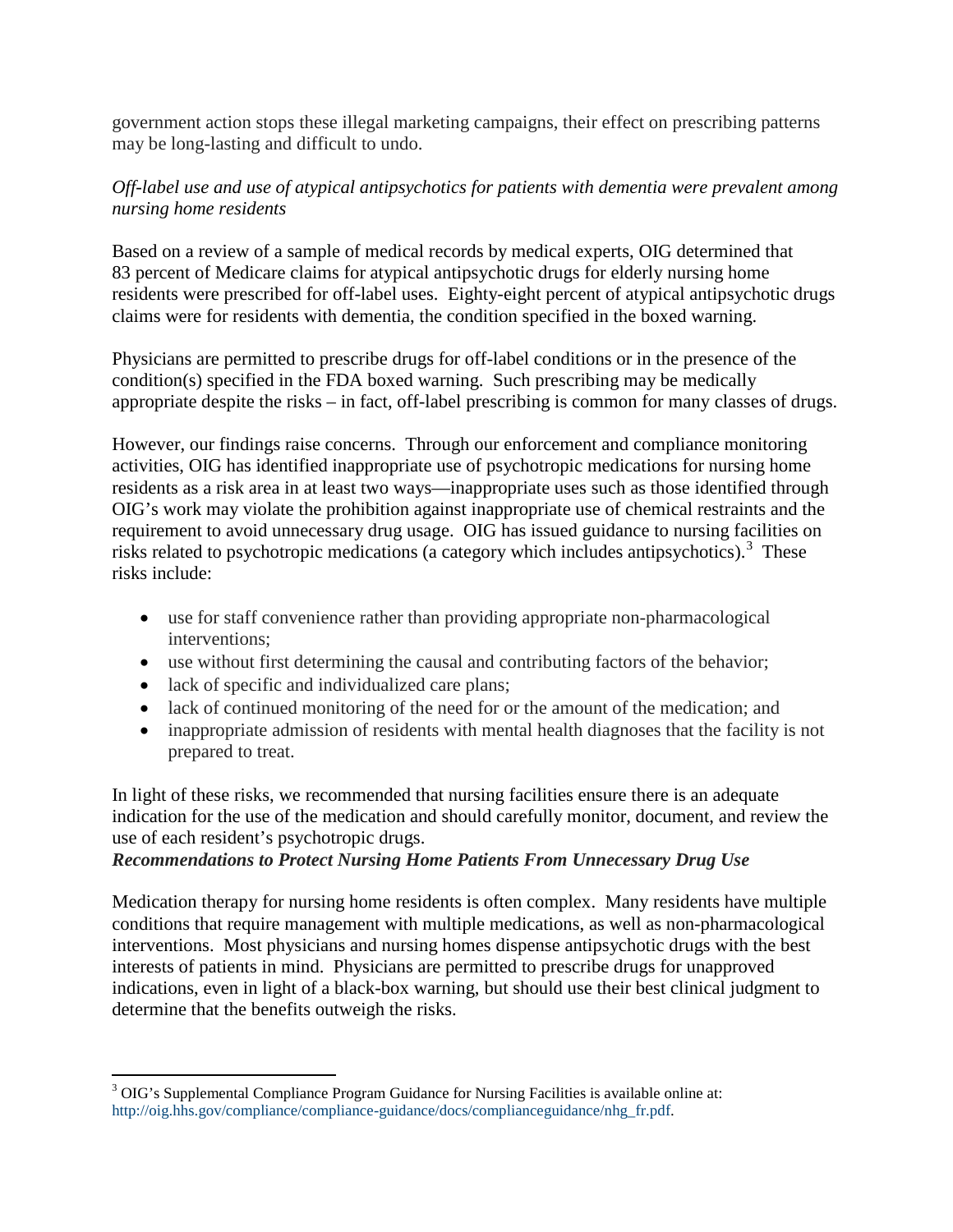government action stops these illegal marketing campaigns, their effect on prescribing patterns may be long-lasting and difficult to undo.

*Off-label use and use of atypical antipsychotics for patients with dementia were prevalent among nursing home residents*

Based on a review of a sample of medical records by medical experts, OIG determined that 83 percent of Medicare claims for atypical antipsychotic drugs for elderly nursing home residents were prescribed for off-label uses. Eighty-eight percent of atypical antipsychotic drugs claims were for residents with dementia, the condition specified in the boxed warning.

Physicians are permitted to prescribe drugs for off-label conditions or in the presence of the condition(s) specified in the FDA boxed warning. Such prescribing may be medically appropriate despite the risks – in fact, off-label prescribing is common for many classes of drugs.

However, our findings raise concerns. Through our enforcement and compliance monitoring activities, OIG has identified inappropriate use of psychotropic medications for nursing home residents as a risk area in at least two ways—inappropriate uses such as those identified through OIG's work may violate the prohibition against inappropriate use of chemical restraints and the requirement to avoid unnecessary drug usage. OIG has issued guidance to nursing facilities on risks related to psychotropic medications (a category which includes antipsychotics).[3] These risks include:

- use for staff convenience rather than providing appropriate non-pharmacological interventions;
- use without first determining the causal and contributing factors of the behavior;
- lack of specific and individualized care plans;
- lack of continued monitoring of the need for or the amount of the medication; and
- inappropriate admission of residents with mental health diagnoses that the facility is not prepared to treat.

In light of these risks, we recommended that nursing facilities ensure there is an adequate indication for the use of the medication and should carefully monitor, document, and review the use of each resident's psychotropic drugs.

***Recommendations to Protect Nursing Home Patients From Unnecessary Drug Use***

Medication therapy for nursing home residents is often complex. Many residents have multiple conditions that require management with multiple medications, as well as non-pharmacological interventions. Most physicians and nursing homes dispense antipsychotic drugs with the best interests of patients in mind. Physicians are permitted to prescribe drugs for unapproved indications, even in light of a black-box warning, but should use their best clinical judgment to determine that the benefits outweigh the risks.

---

[3] OIG's Supplemental Compliance Program Guidance for Nursing Facilities is available online at: http://oig.hhs.gov/compliance/compliance-guidance/docs/complianceguidance/nhg_fr.pdf.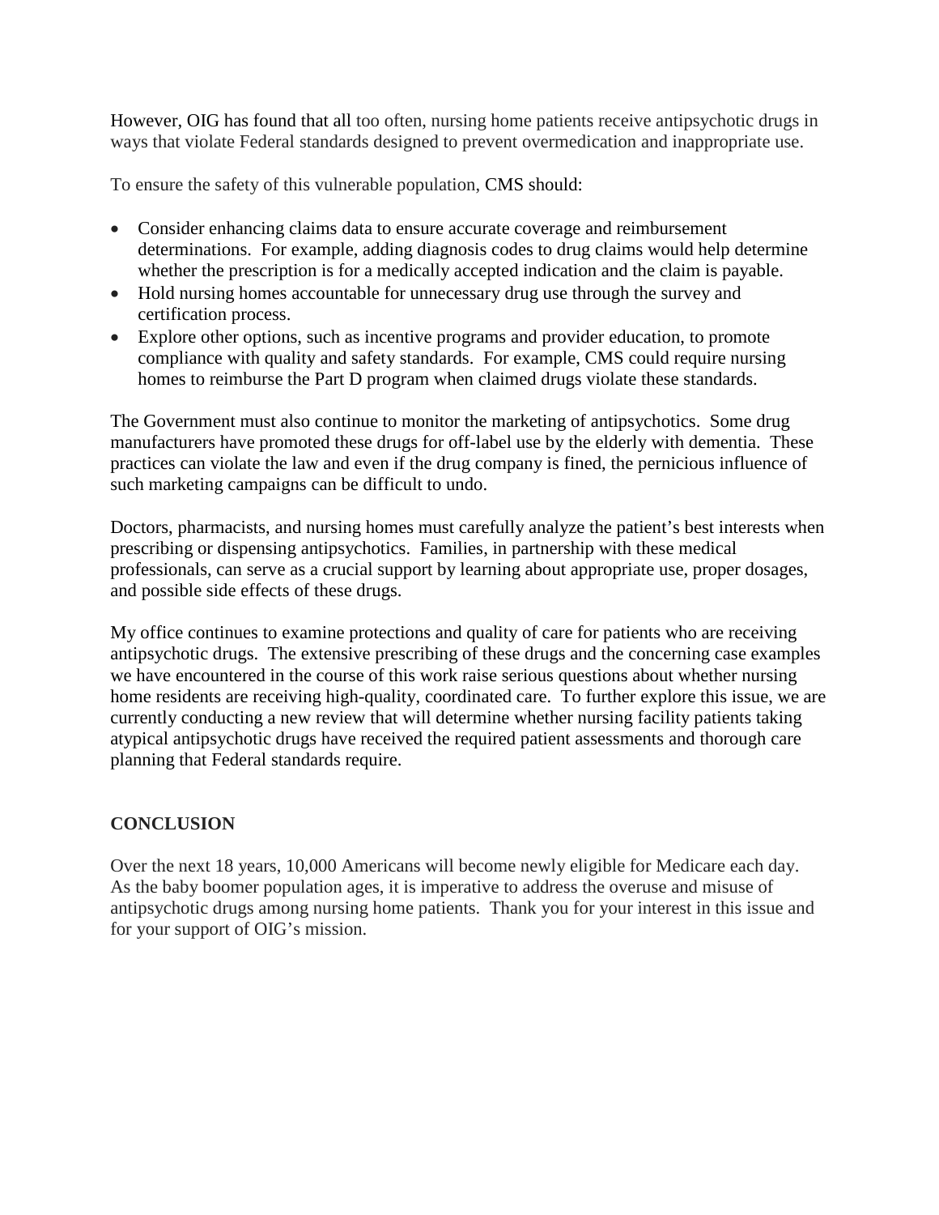However, OIG has found that all too often, nursing home patients receive antipsychotic drugs in ways that violate Federal standards designed to prevent overmedication and inappropriate use.

To ensure the safety of this vulnerable population, CMS should:

- Consider enhancing claims data to ensure accurate coverage and reimbursement determinations. For example, adding diagnosis codes to drug claims would help determine whether the prescription is for a medically accepted indication and the claim is payable.
- Hold nursing homes accountable for unnecessary drug use through the survey and certification process.
- Explore other options, such as incentive programs and provider education, to promote compliance with quality and safety standards. For example, CMS could require nursing homes to reimburse the Part D program when claimed drugs violate these standards.

The Government must also continue to monitor the marketing of antipsychotics. Some drug manufacturers have promoted these drugs for off-label use by the elderly with dementia. These practices can violate the law and even if the drug company is fined, the pernicious influence of such marketing campaigns can be difficult to undo.

Doctors, pharmacists, and nursing homes must carefully analyze the patient's best interests when prescribing or dispensing antipsychotics. Families, in partnership with these medical professionals, can serve as a crucial support by learning about appropriate use, proper dosages, and possible side effects of these drugs.

My office continues to examine protections and quality of care for patients who are receiving antipsychotic drugs. The extensive prescribing of these drugs and the concerning case examples we have encountered in the course of this work raise serious questions about whether nursing home residents are receiving high-quality, coordinated care. To further explore this issue, we are currently conducting a new review that will determine whether nursing facility patients taking atypical antipsychotic drugs have received the required patient assessments and thorough care planning that Federal standards require.

## CONCLUSION

Over the next 18 years, 10,000 Americans will become newly eligible for Medicare each day. As the baby boomer population ages, it is imperative to address the overuse and misuse of antipsychotic drugs among nursing home patients. Thank you for your interest in this issue and for your support of OIG's mission.